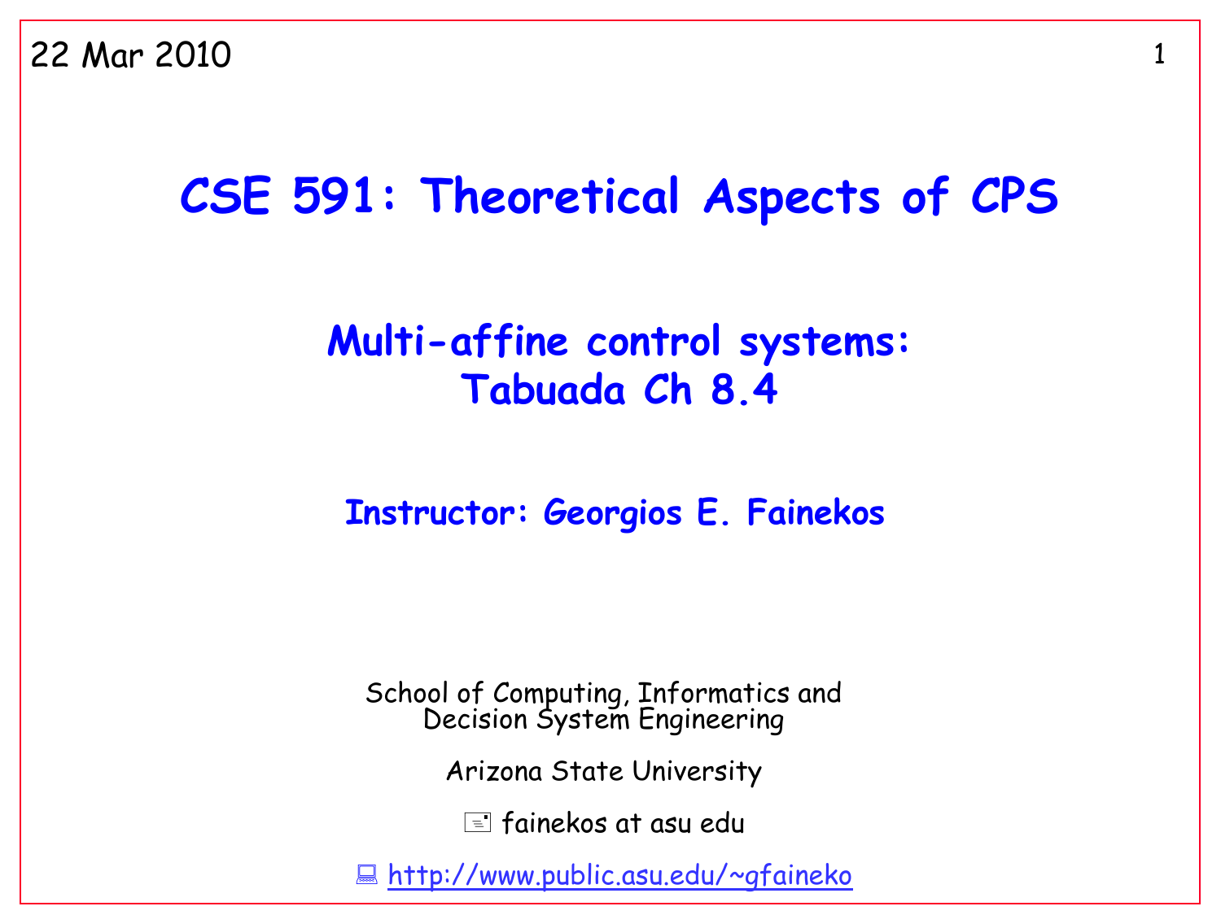22 Mar 2010

# CSE 591: Theoretical Aspects of CPS

## Multi-affine control systems: Tabuada Ch 8.4

### Instructor: Georgios E. Fainekos

School of Computing, Informatics and Decision System Engineering

Arizona State University

fainekos at asu edu

http://www.public.asu.edu/~gfaineko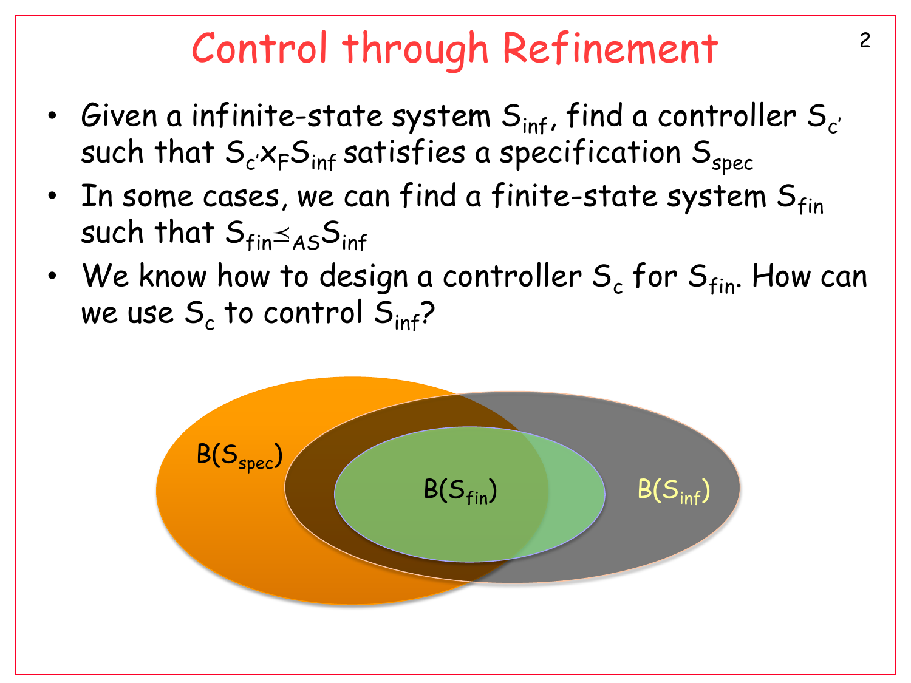# Control through Refinement

- Given a infinite-state system $S_{inf}$, find a controller $S_{c'}$ such that $S_{c'} \times_F S_{inf}$ satisfies a specification $S_{spec}$
- In some cases, we can find a finite-state system $S_{fin}$ such that $S_{fin} \preceq_{AS} S_{inf}$
- We know how to design a controller $S_c$ for $S_{fin}$. How can we use $S_c$ to control $S_{inf}$?

$B(S_{spec})$

$B(S_{fin})$

$B(S_{inf})$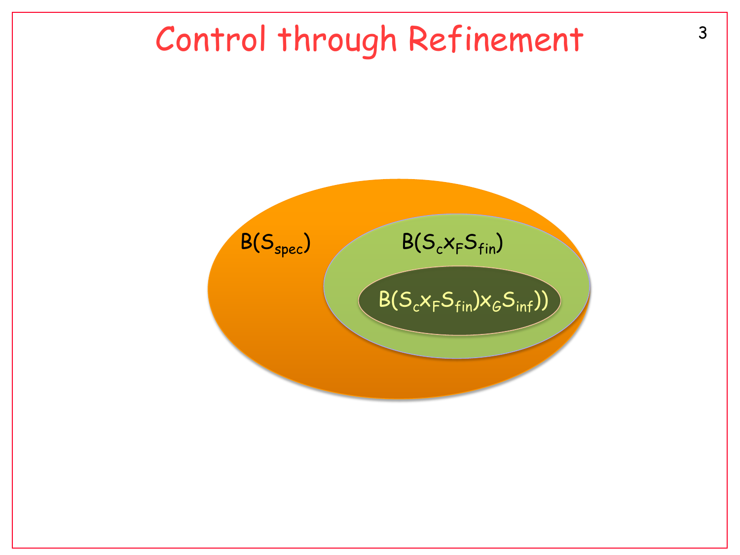# Control through Refinement

$B(S_{spec})$

$B(S_c x_F S_{fin})$

$B(S_c x_F S_{fin}) x_G S_{inf}))$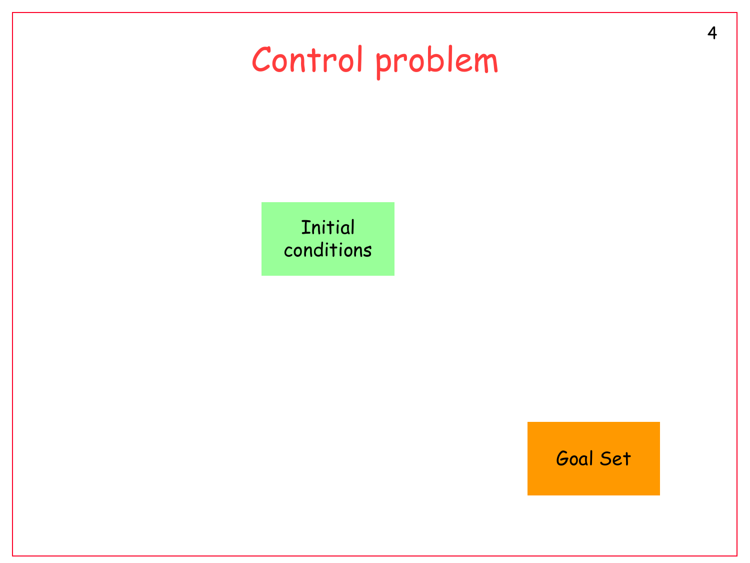# Control problem

Initial conditions

Goal Set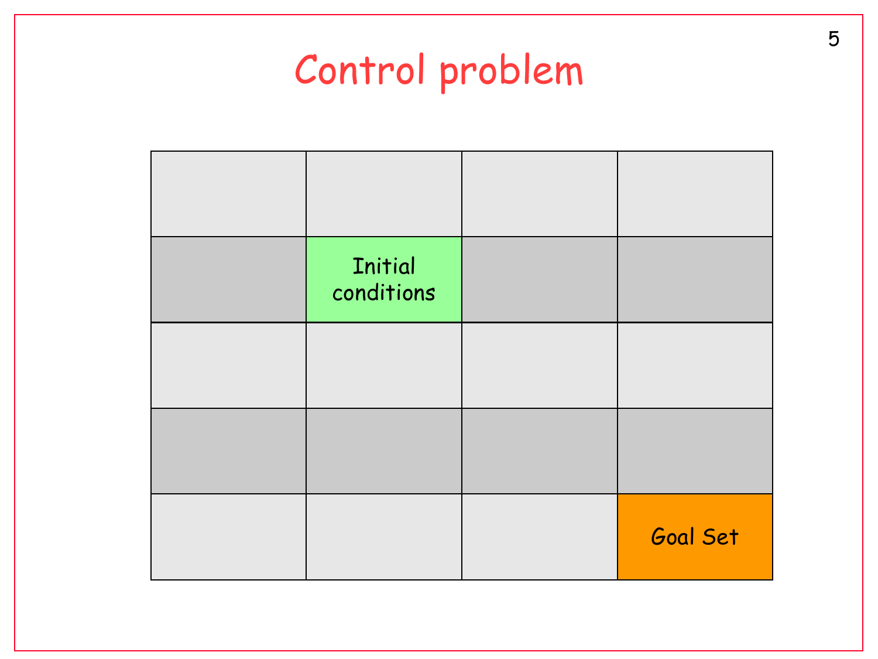# Control problem

|  |  |  |  |
|---|---|---|---|
|  |  |  |  |
|  | Initial conditions |  |  |
|  |  |  |  |
|  |  |  |  |
|  |  |  | Goal Set |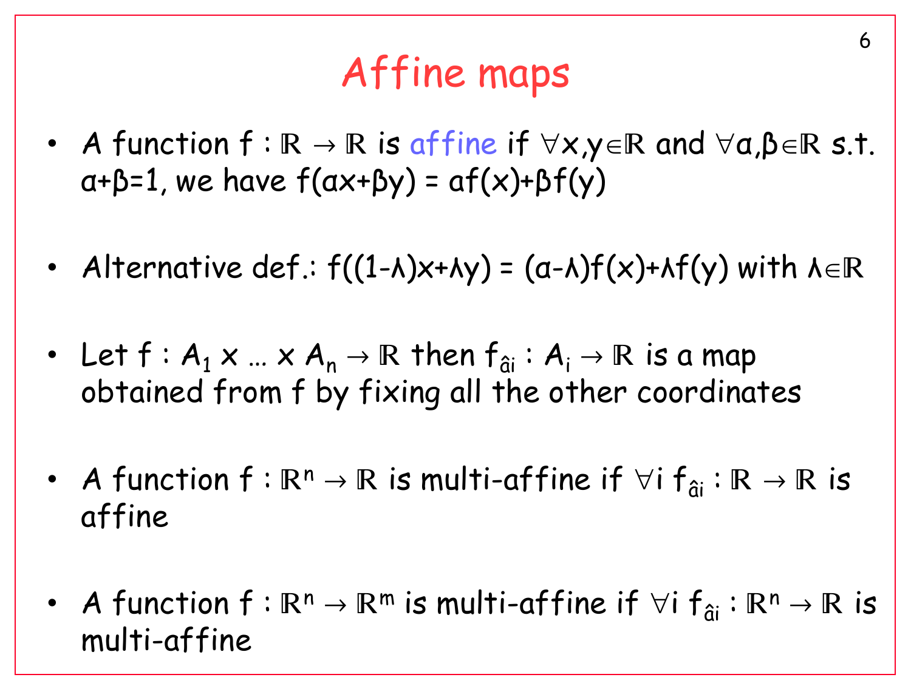# Affine maps

- A function $f : \mathbb{R} \to \mathbb{R}$ is affine if $\forall x,y \in \mathbb{R}$ and $\forall \alpha,\beta \in \mathbb{R}$ s.t. $\alpha+\beta=1$, we have $f(\alpha x+\beta y) = \alpha f(x)+\beta f(y)$

- Alternative def.: $f((1-\lambda)x+\lambda y) = (\alpha-\lambda)f(x)+\lambda f(y)$ with $\lambda \in \mathbb{R}$

- Let $f : A_1 \times \ldots \times A_n \to \mathbb{R}$ then $f_{\hat{a}i} : A_i \to \mathbb{R}$ is a map obtained from f by fixing all the other coordinates

- A function $f : \mathbb{R}^n \to \mathbb{R}$ is multi-affine if $\forall i$ $f_{\hat{a}i} : \mathbb{R} \to \mathbb{R}$ is affine

- A function $f : \mathbb{R}^n \to \mathbb{R}^m$ is multi-affine if $\forall i$ $f_{\hat{a}i} : \mathbb{R}^n \to \mathbb{R}$ is multi-affine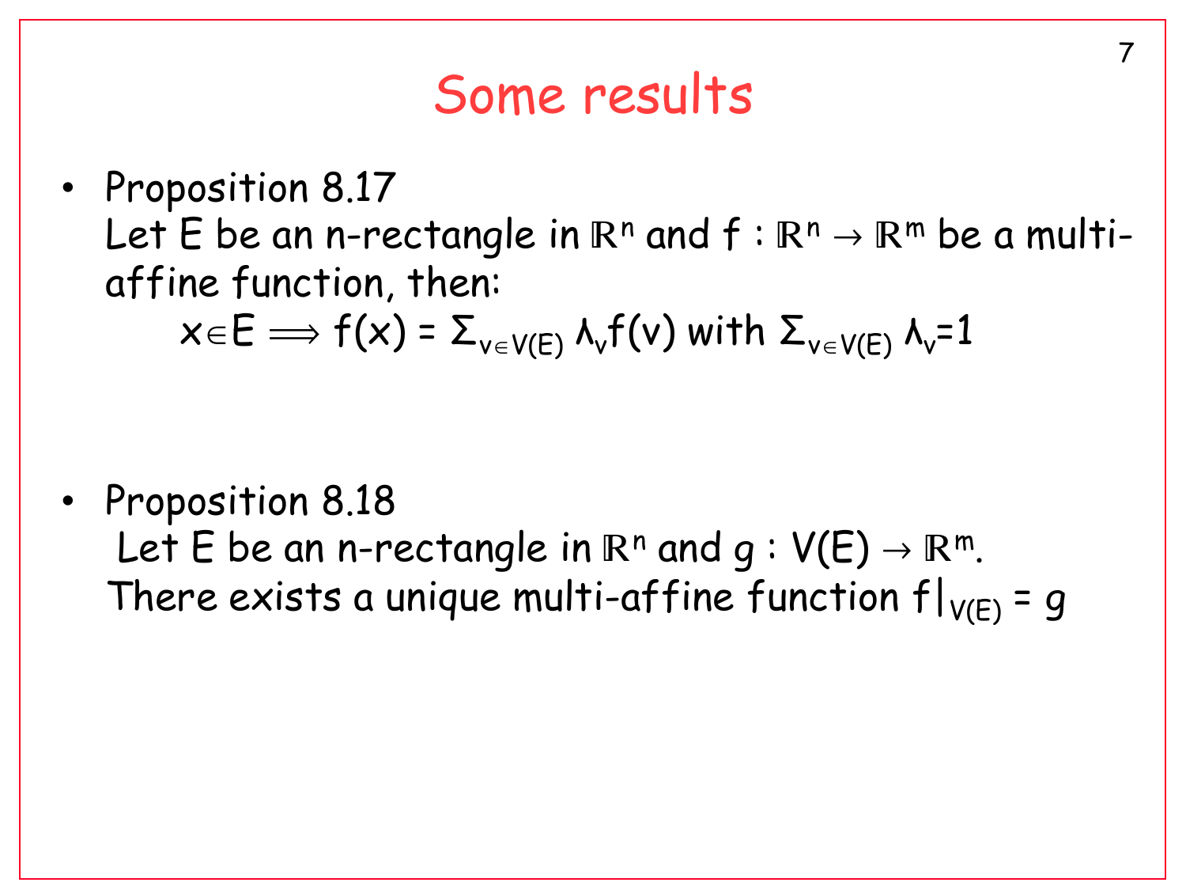# Some results

- Proposition 8.17
  Let E be an n-rectangle in $\mathbb{R}^n$ and $f : \mathbb{R}^n \to \mathbb{R}^m$ be a multi-affine function, then:

  $$x \in E \Longrightarrow f(x) = \Sigma_{v \in V(E)} \lambda_v f(v) \text{ with } \Sigma_{v \in V(E)} \lambda_v = 1$$

- Proposition 8.18
  Let E be an n-rectangle in $\mathbb{R}^n$ and $g : V(E) \to \mathbb{R}^m$.
  There exists a unique multi-affine function $f|_{V(E)} = g$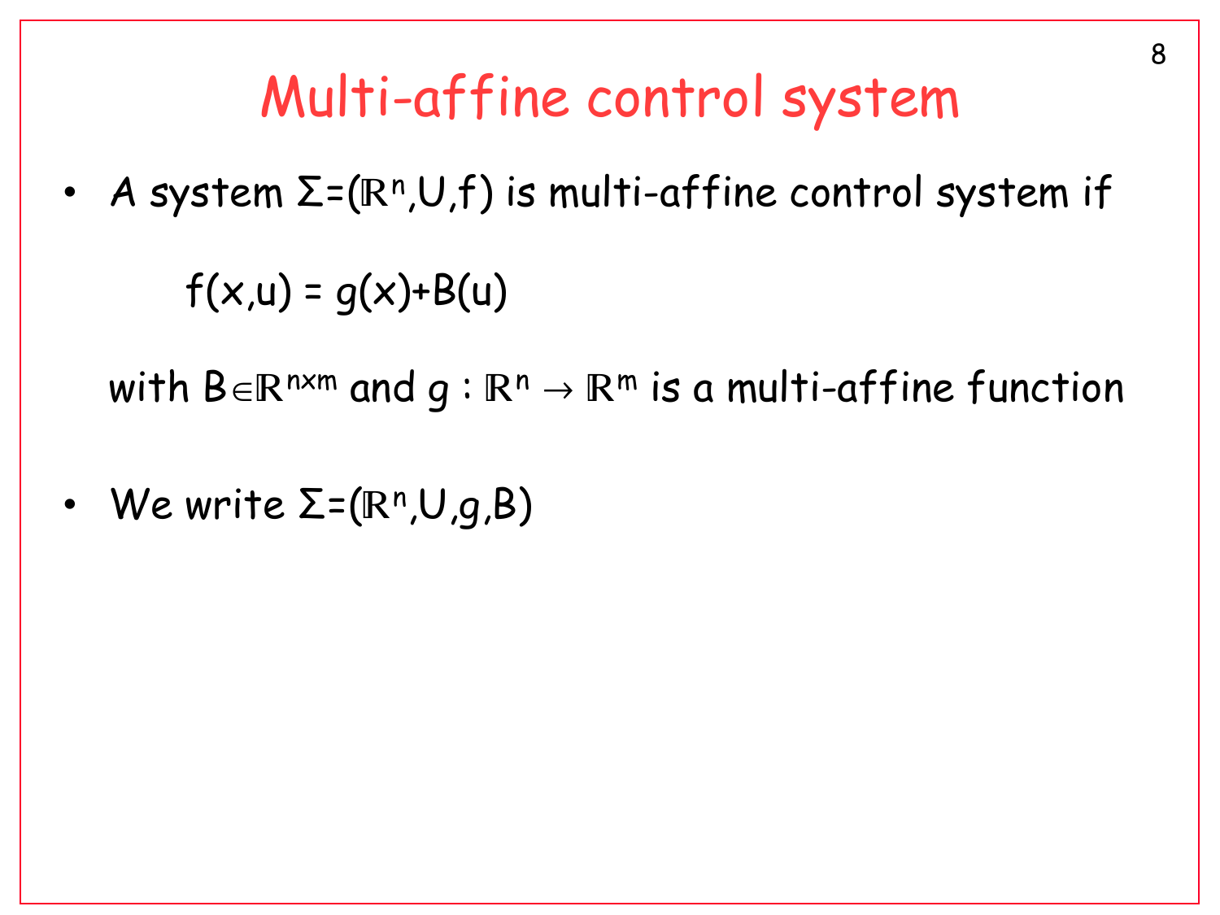# Multi-affine control system

- A system $\Sigma=(\mathbb{R}^n,U,f)$ is multi-affine control system if

  $$f(x,u) = g(x)+B(u)$$

  with $B\in\mathbb{R}^{n\times m}$ and $g : \mathbb{R}^n \rightarrow \mathbb{R}^m$ is a multi-affine function

- We write $\Sigma=(\mathbb{R}^n,U,g,B)$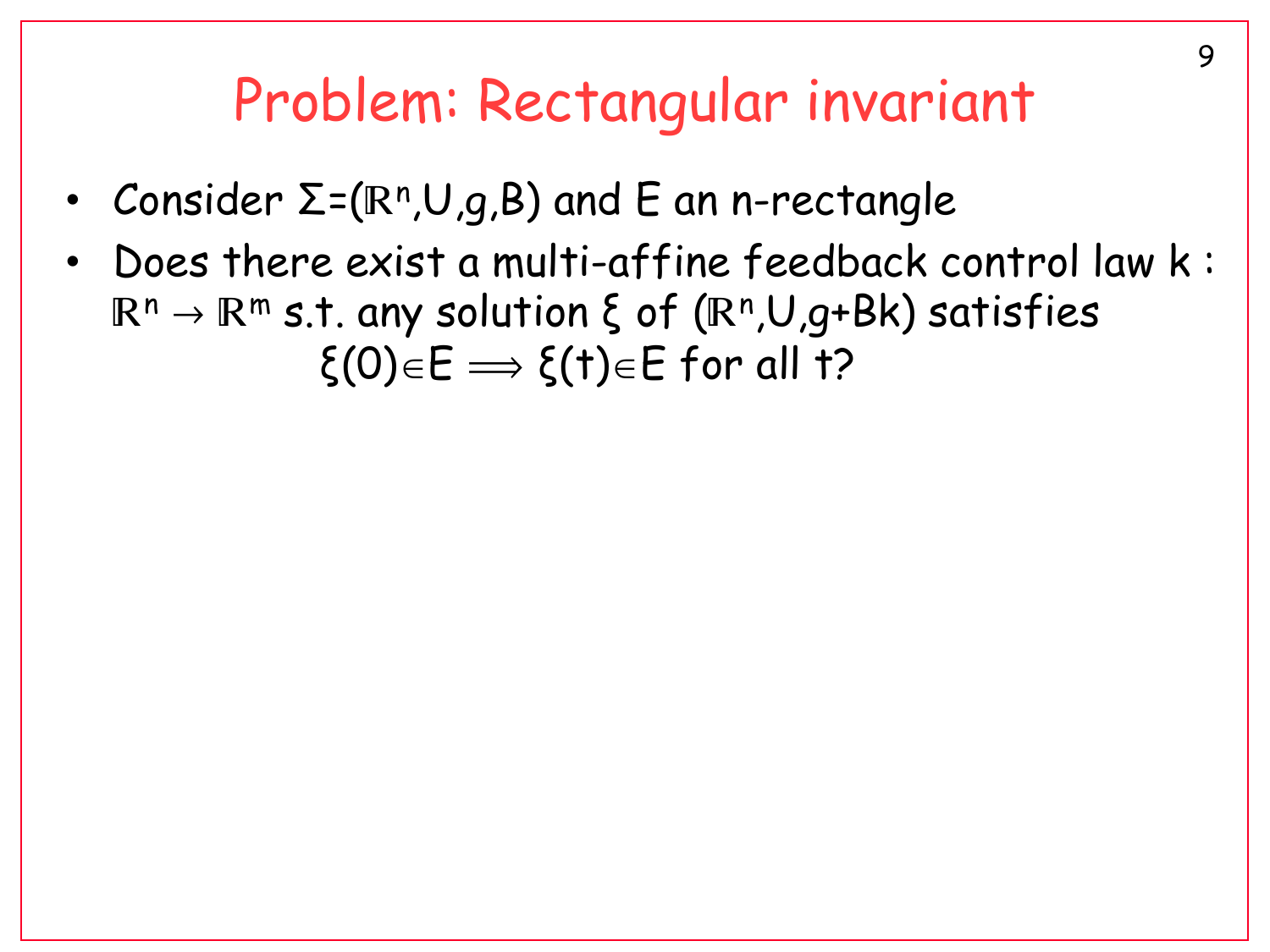# Problem: Rectangular invariant

- Consider $\Sigma=(\mathbb{R}^n,U,g,B)$ and E an n-rectangle
- Does there exist a multi-affine feedback control law k : $\mathbb{R}^n \to \mathbb{R}^m$ s.t. any solution $\xi$ of $(\mathbb{R}^n,U,g+Bk)$ satisfies

$$\xi(0)\in E \Longrightarrow \xi(t)\in E \text{ for all } t?$$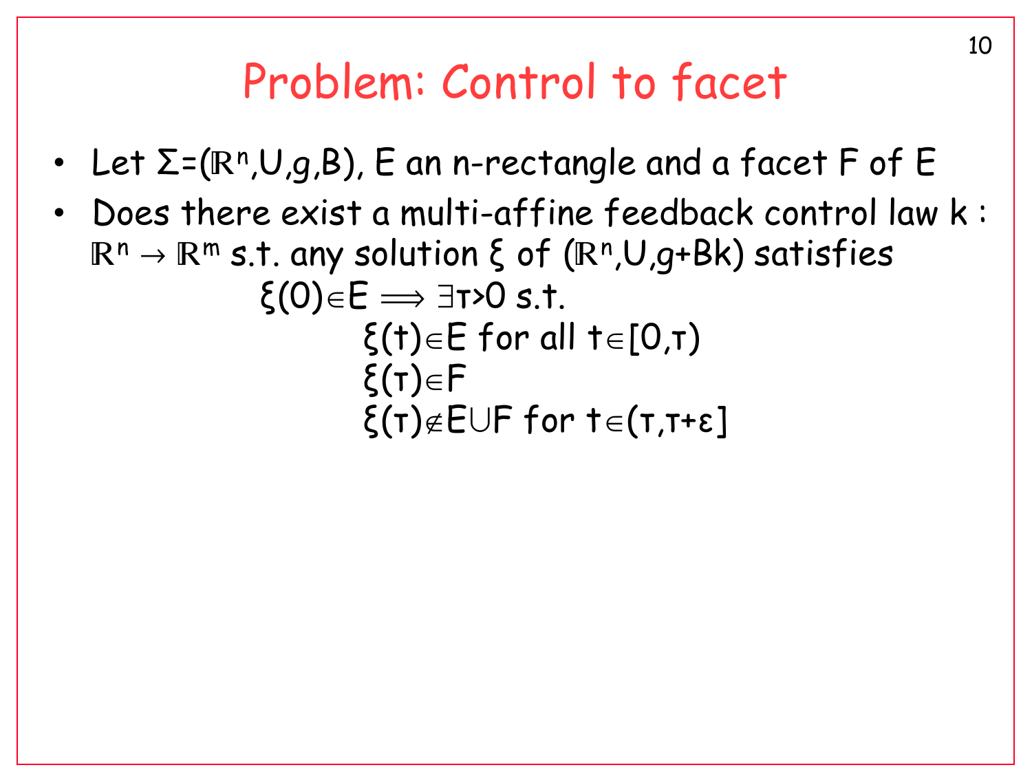# Problem: Control to facet

- Let $\Sigma=(\mathbb{R}^n,U,g,B)$, $E$ an n-rectangle and a facet $F$ of $E$
- Does there exist a multi-affine feedback control law $k : \mathbb{R}^n \to \mathbb{R}^m$ s.t. any solution $\xi$ of $(\mathbb{R}^n,U,g+Bk)$ satisfies

$$\xi(0)\in E \Longrightarrow \exists \tau>0 \text{ s.t.}$$

$$\xi(t)\in E \text{ for all } t\in[0,\tau)$$

$$\xi(\tau)\in F$$

$$\xi(\tau)\notin E\cup F \text{ for } t\in(\tau,\tau+\varepsilon]$$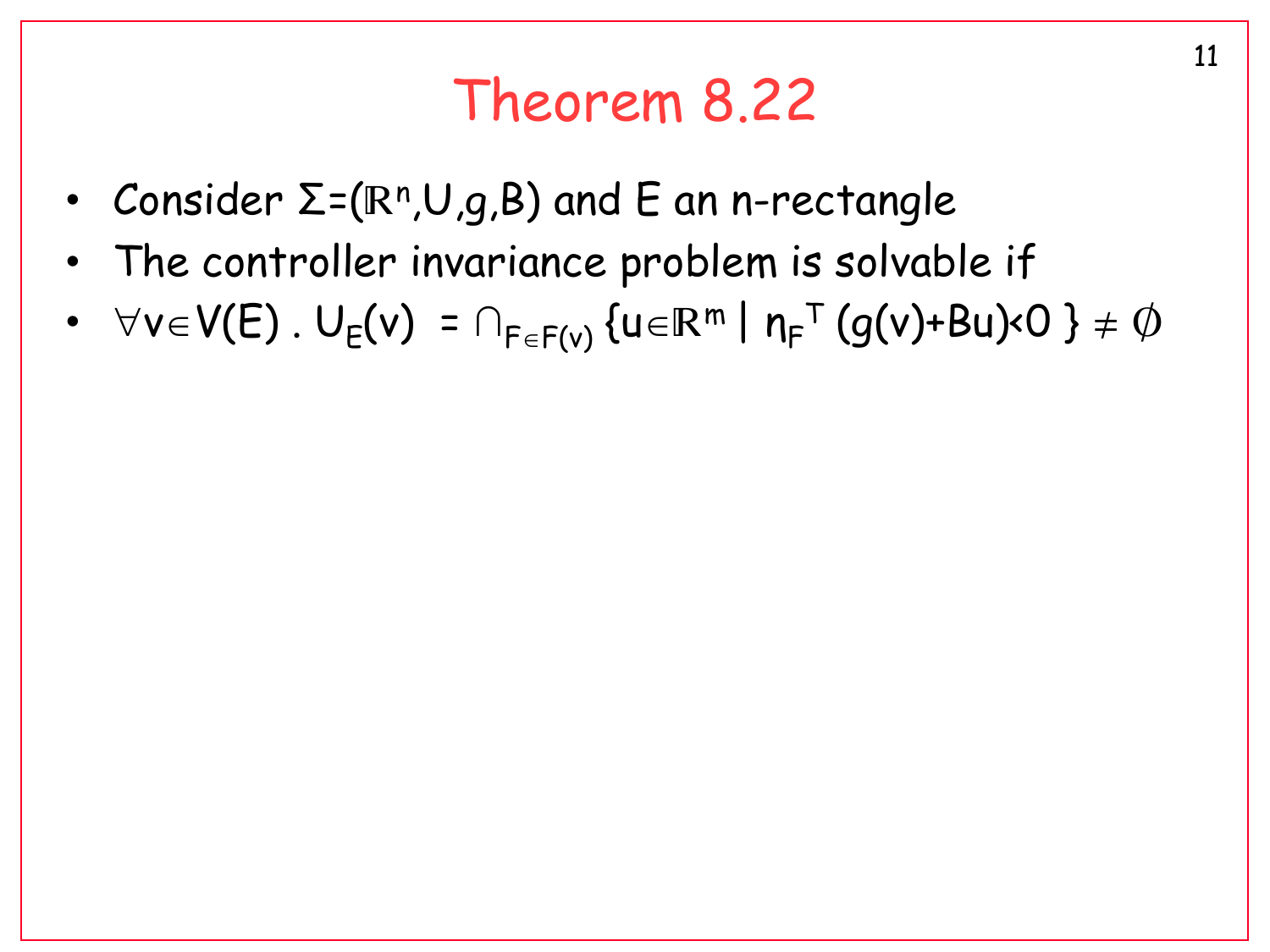# Theorem 8.22

- Consider $\Sigma=(\mathbb{R}^n,U,g,B)$ and E an n-rectangle
- The controller invariance problem is solvable if
- $\forall v \in V(E)\ .\ U_E(v) = \cap_{F \in F(v)} \{u \in \mathbb{R}^m \mid \eta_F^T\,(g(v)+Bu)<0\} \neq \emptyset$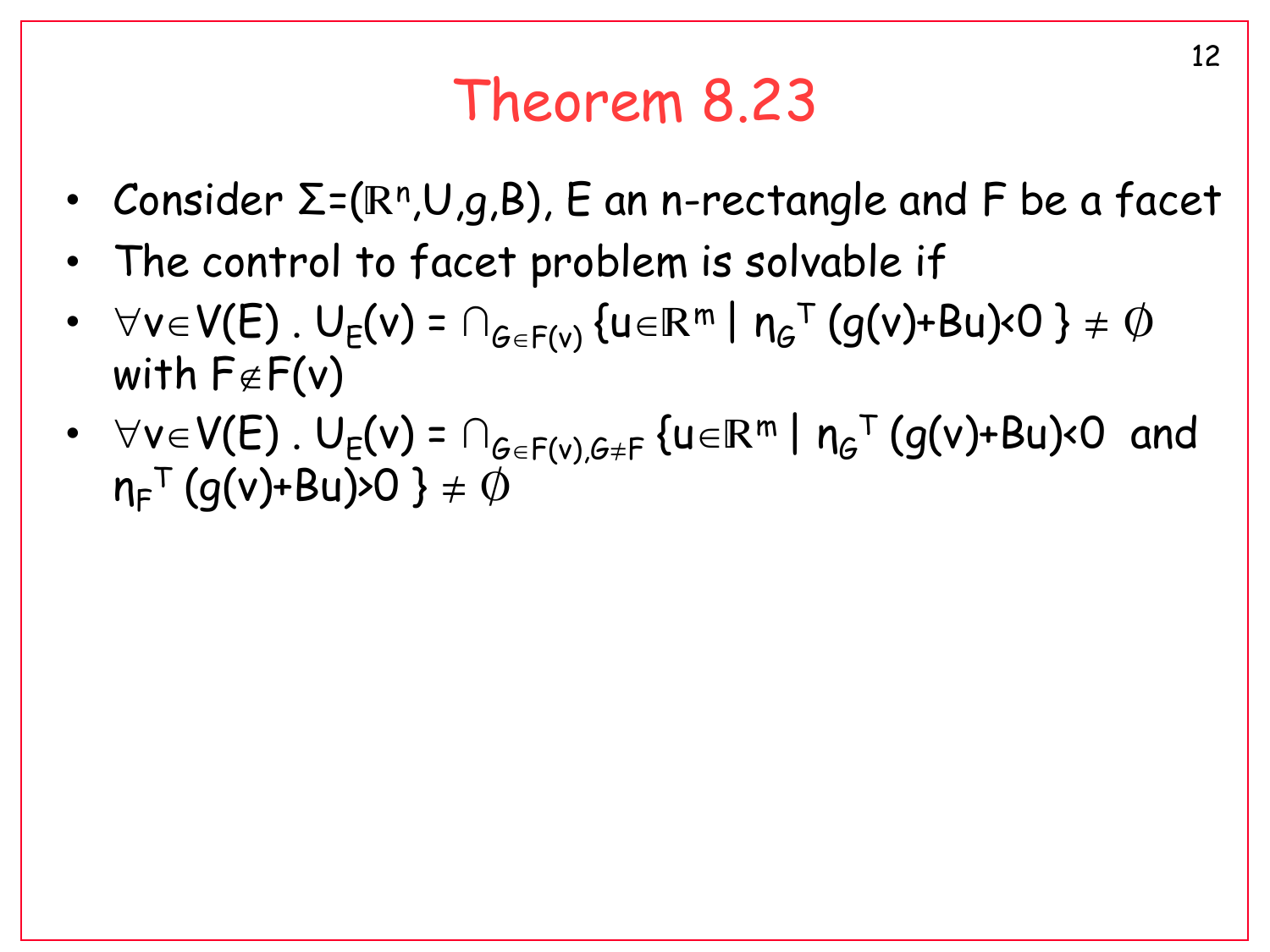# Theorem 8.23

- Consider $\Sigma=(\mathbb{R}^n,U,g,B)$, E an n-rectangle and F be a facet
- The control to facet problem is solvable if
- $\forall v \in V(E)$ . $U_E(v) = \cap_{G \in F(v)} \{u \in \mathbb{R}^m \mid n_G^T (g(v)+Bu)<0 \} \neq \emptyset$ with $F \notin F(v)$
- $\forall v \in V(E)$ . $U_E(v) = \cap_{G \in F(v), G \neq F} \{u \in \mathbb{R}^m \mid n_G^T (g(v)+Bu)<0$ and $n_F^T (g(v)+Bu)>0 \} \neq \emptyset$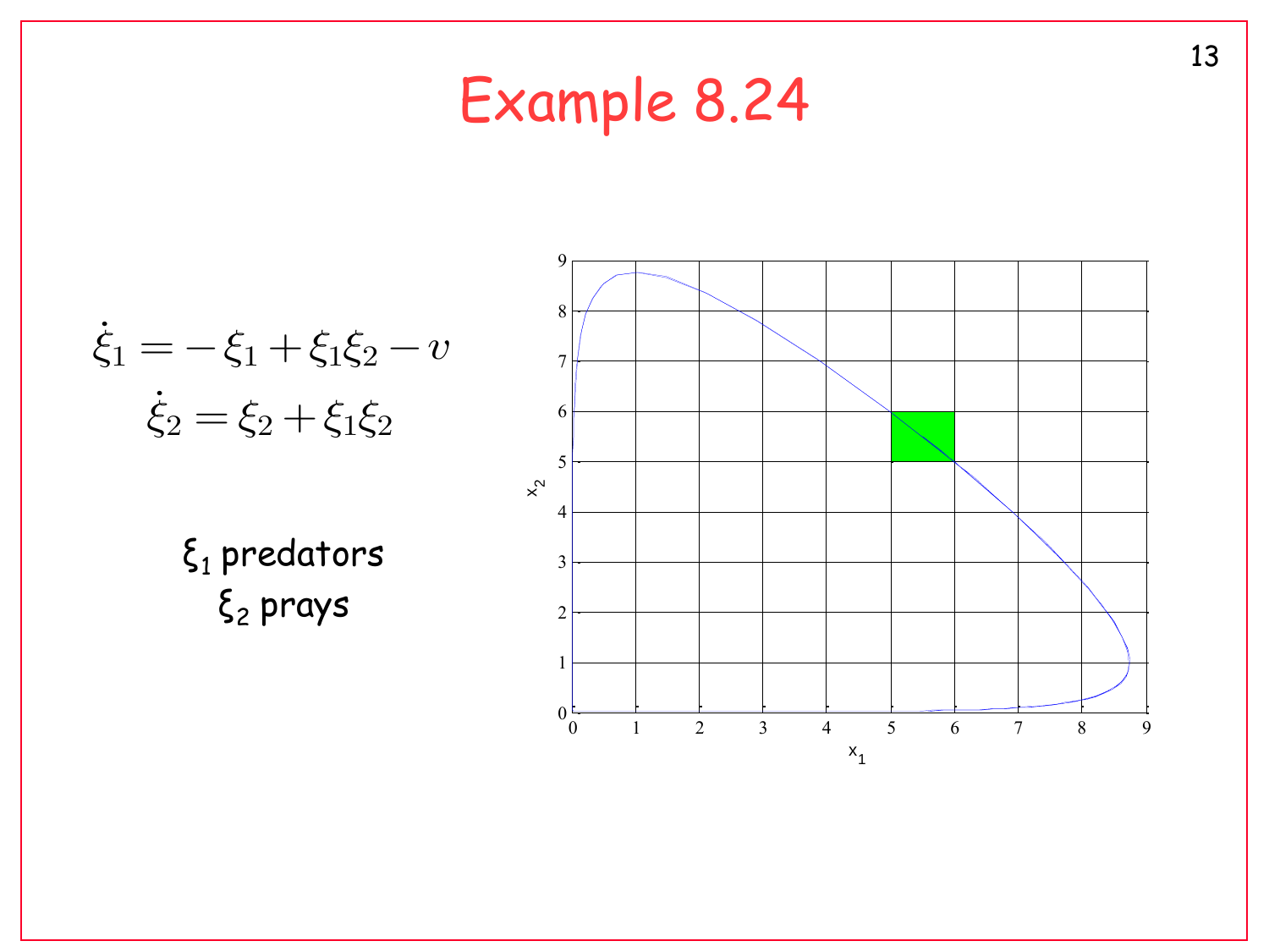# Example 8.24

$$\dot{\xi}_1 = -\xi_1 + \xi_1\xi_2 - v$$
$$\dot{\xi}_2 = \xi_2 + \xi_1\xi_2$$

$\xi_1$ predators

$\xi_2$ prays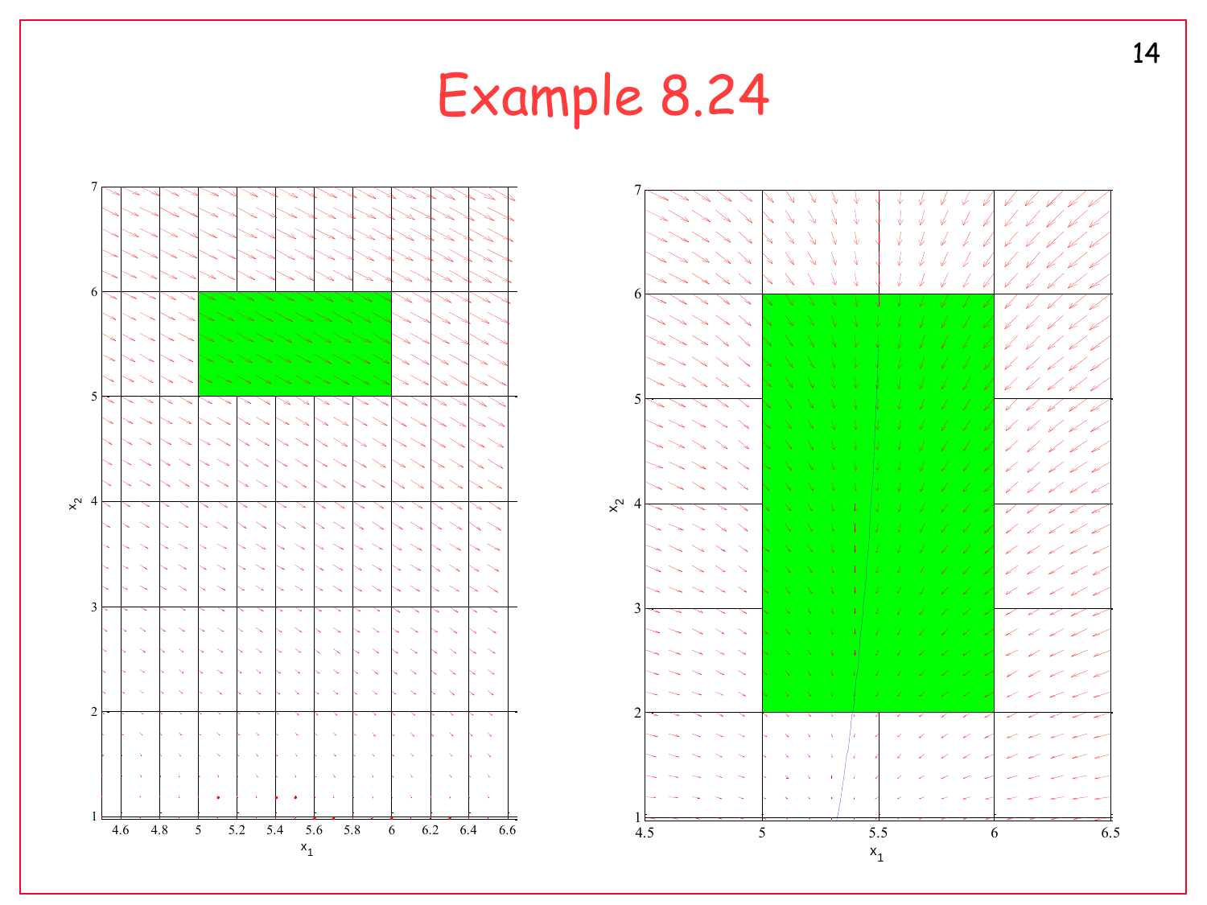# Example 8.24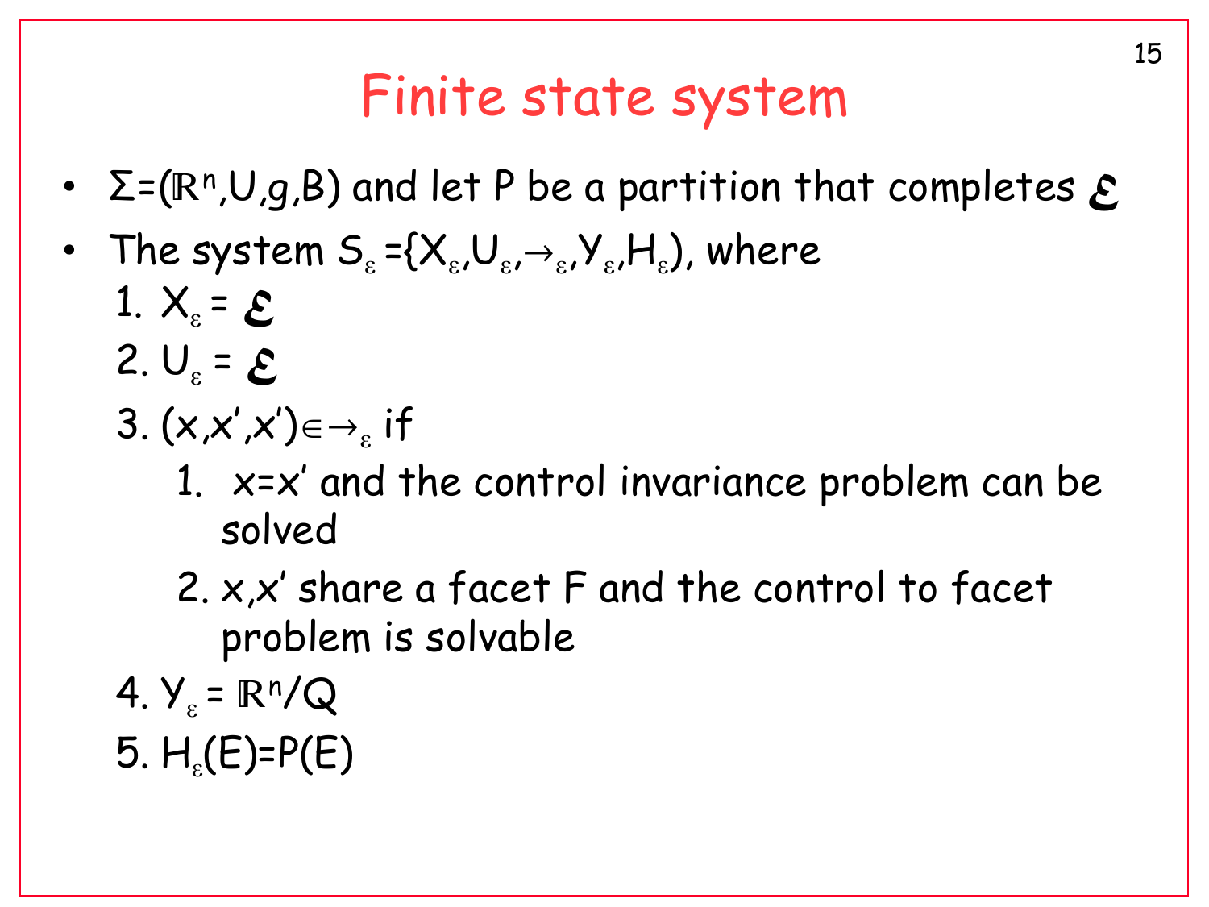# Finite state system

- $\Sigma=(\mathbb{R}^n,U,g,B)$ and let P be a partition that completes $\mathcal{E}$
- The system $S_\varepsilon=\{X_\varepsilon,U_\varepsilon,\rightarrow_\varepsilon,Y_\varepsilon,H_\varepsilon)$, where
  1. $X_\varepsilon = \mathcal{E}$
  2. $U_\varepsilon = \mathcal{E}$
  3. $(x,x',x')\in\rightarrow_\varepsilon$ if
     1. $x=x'$ and the control invariance problem can be solved
     2. $x,x'$ share a facet F and the control to facet problem is solvable
  4. $Y_\varepsilon = \mathbb{R}^n/Q$
  5. $H_\varepsilon(E)=P(E)$